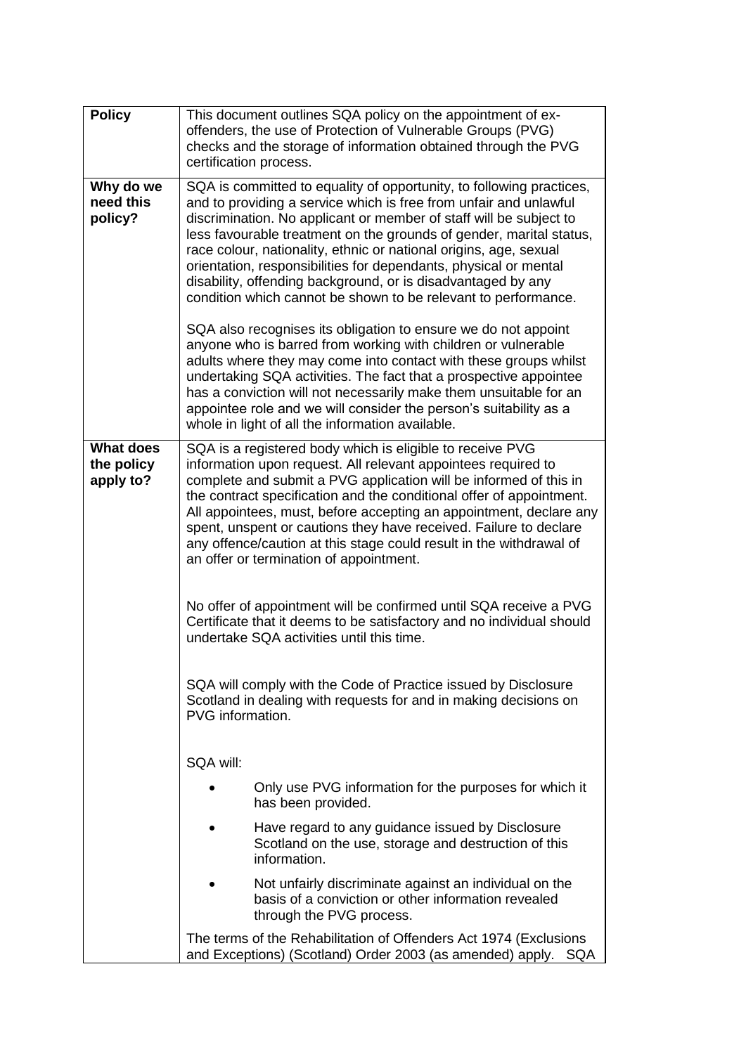| | |
|---|---|
| **Policy** | This document outlines SQA policy on the appointment of ex-offenders, the use of Protection of Vulnerable Groups (PVG) checks and the storage of information obtained through the PVG certification process. |
| **Why do we need this policy?** | SQA is committed to equality of opportunity, to following practices, and to providing a service which is free from unfair and unlawful discrimination. No applicant or member of staff will be subject to less favourable treatment on the grounds of gender, marital status, race colour, nationality, ethnic or national origins, age, sexual orientation, responsibilities for dependants, physical or mental disability, offending background, or is disadvantaged by any condition which cannot be shown to be relevant to performance.<br><br>SQA also recognises its obligation to ensure we do not appoint anyone who is barred from working with children or vulnerable adults where they may come into contact with these groups whilst undertaking SQA activities. The fact that a prospective appointee has a conviction will not necessarily make them unsuitable for an appointee role and we will consider the person's suitability as a whole in light of all the information available. |
| **What does the policy apply to?** | SQA is a registered body which is eligible to receive PVG information upon request. All relevant appointees required to complete and submit a PVG application will be informed of this in the contract specification and the conditional offer of appointment. All appointees, must, before accepting an appointment, declare any spent, unspent or cautions they have received. Failure to declare any offence/caution at this stage could result in the withdrawal of an offer or termination of appointment.<br><br>No offer of appointment will be confirmed until SQA receive a PVG Certificate that it deems to be satisfactory and no individual should undertake SQA activities until this time.<br><br>SQA will comply with the Code of Practice issued by Disclosure Scotland in dealing with requests for and in making decisions on PVG information.<br><br>SQA will:<br>• Only use PVG information for the purposes for which it has been provided.<br>• Have regard to any guidance issued by Disclosure Scotland on the use, storage and destruction of this information.<br>• Not unfairly discriminate against an individual on the basis of a conviction or other information revealed through the PVG process.<br><br>The terms of the Rehabilitation of Offenders Act 1974 (Exclusions and Exceptions) (Scotland) Order 2003 (as amended) apply. SQA |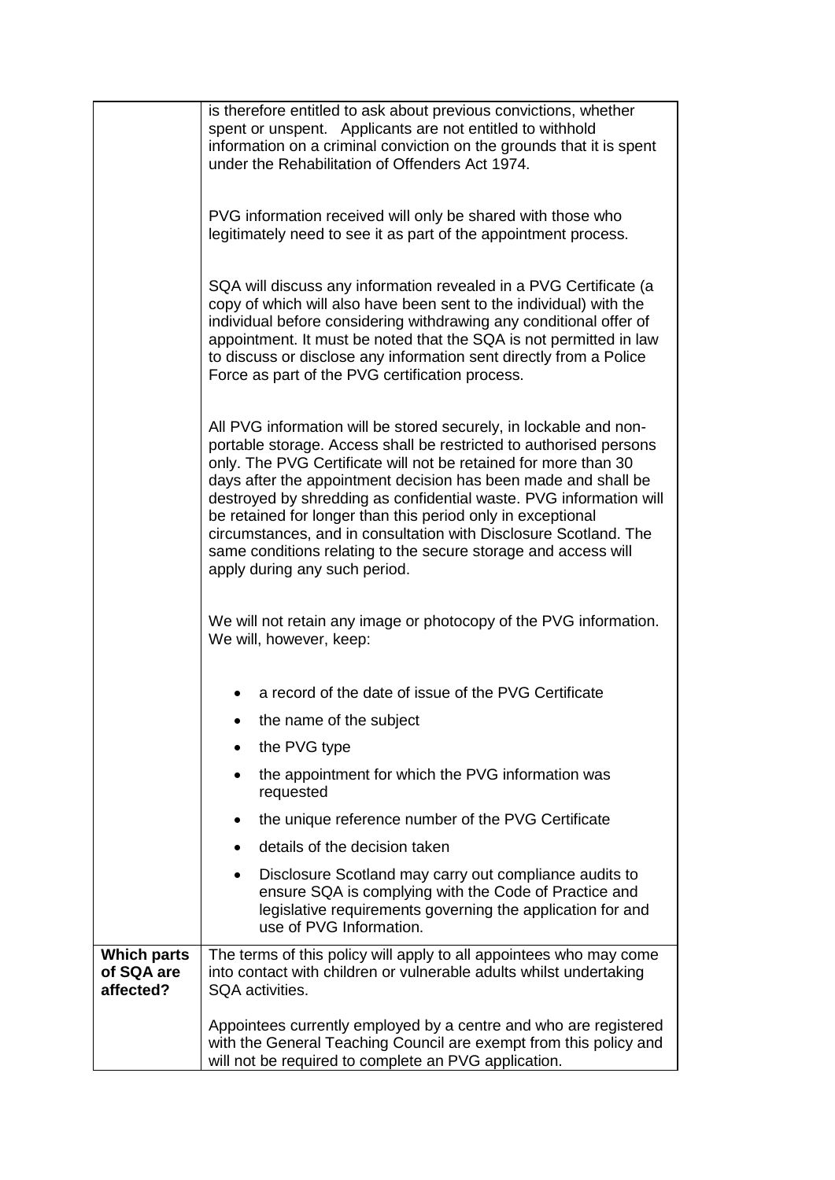| | |
|---|---|
| | is therefore entitled to ask about previous convictions, whether spent or unspent. Applicants are not entitled to withhold information on a criminal conviction on the grounds that it is spent under the Rehabilitation of Offenders Act 1974.<br><br>PVG information received will only be shared with those who legitimately need to see it as part of the appointment process.<br><br>SQA will discuss any information revealed in a PVG Certificate (a copy of which will also have been sent to the individual) with the individual before considering withdrawing any conditional offer of appointment. It must be noted that the SQA is not permitted in law to discuss or disclose any information sent directly from a Police Force as part of the PVG certification process.<br><br>All PVG information will be stored securely, in lockable and non-portable storage. Access shall be restricted to authorised persons only. The PVG Certificate will not be retained for more than 30 days after the appointment decision has been made and shall be destroyed by shredding as confidential waste. PVG information will be retained for longer than this period only in exceptional circumstances, and in consultation with Disclosure Scotland. The same conditions relating to the secure storage and access will apply during any such period.<br><br>We will not retain any image or photocopy of the PVG information. We will, however, keep:<br><br>• a record of the date of issue of the PVG Certificate<br>• the name of the subject<br>• the PVG type<br>• the appointment for which the PVG information was requested<br>• the unique reference number of the PVG Certificate<br>• details of the decision taken<br>• Disclosure Scotland may carry out compliance audits to ensure SQA is complying with the Code of Practice and legislative requirements governing the application for and use of PVG Information. |
| **Which parts of SQA are affected?** | The terms of this policy will apply to all appointees who may come into contact with children or vulnerable adults whilst undertaking SQA activities.<br><br>Appointees currently employed by a centre and who are registered with the General Teaching Council are exempt from this policy and will not be required to complete an PVG application. |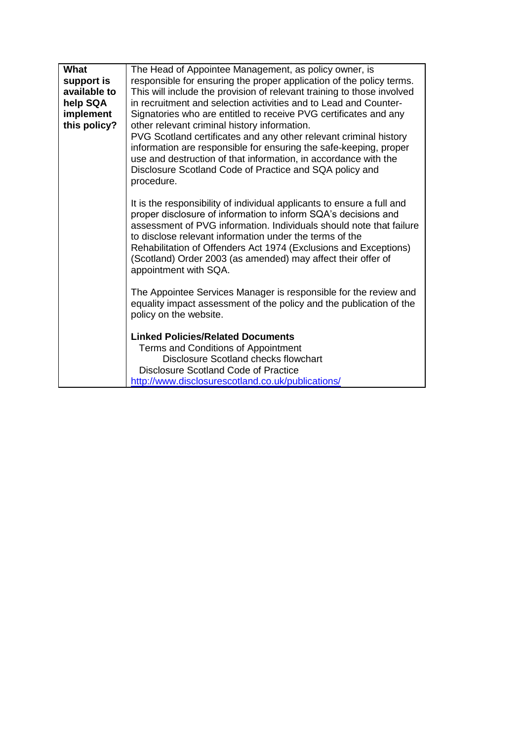| | |
|---|---|
| **What support is available to help SQA implement this policy?** | The Head of Appointee Management, as policy owner, is responsible for ensuring the proper application of the policy terms. This will include the provision of relevant training to those involved in recruitment and selection activities and to Lead and Counter-Signatories who are entitled to receive PVG certificates and any other relevant criminal history information.<br>PVG Scotland certificates and any other relevant criminal history information are responsible for ensuring the safe-keeping, proper use and destruction of that information, in accordance with the Disclosure Scotland Code of Practice and SQA policy and procedure.<br><br>It is the responsibility of individual applicants to ensure a full and proper disclosure of information to inform SQA's decisions and assessment of PVG information. Individuals should note that failure to disclose relevant information under the terms of the Rehabilitation of Offenders Act 1974 (Exclusions and Exceptions) (Scotland) Order 2003 (as amended) may affect their offer of appointment with SQA.<br><br>The Appointee Services Manager is responsible for the review and equality impact assessment of the policy and the publication of the policy on the website.<br><br>**Linked Policies/Related Documents**<br>Terms and Conditions of Appointment<br>Disclosure Scotland checks flowchart<br>Disclosure Scotland Code of Practice<br>http://www.disclosurescotland.co.uk/publications/ |